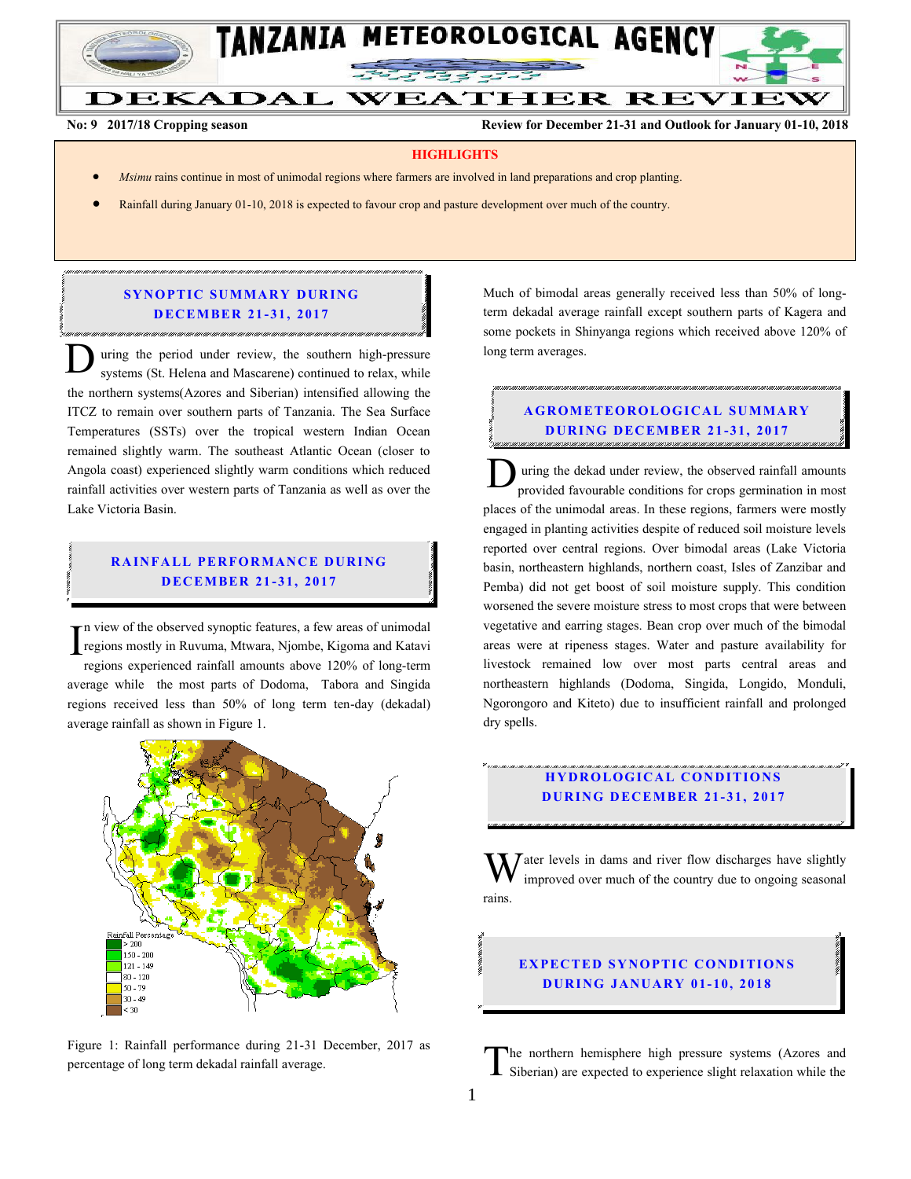# TANZANIA METEOROLOGICAL AGENCY

# DEKADAL WEATHER REVIEW

**No: 9 2017/18 Cropping season** **Review for December 21-31 and Outlook for January 01-10, 2018**

**HIGHLIGHTS**

- *Msimu* rains continue in most of unimodal regions where farmers are involved in land preparations and crop planting.
- Rainfall during January 01-10, 2018 is expected to favour crop and pasture development over much of the country.

## SYNOPTIC SUMMARY DURING DECEMBER 21-31, 2017

During the period under review, the southern high-pressure systems (St. Helena and Mascarene) continued to relax, while the northern systems(Azores and Siberian) intensified allowing the ITCZ to remain over southern parts of Tanzania. The Sea Surface Temperatures (SSTs) over the tropical western Indian Ocean remained slightly warm. The southeast Atlantic Ocean (closer to Angola coast) experienced slightly warm conditions which reduced rainfall activities over western parts of Tanzania as well as over the Lake Victoria Basin.

## RAINFALL PERFORMANCE DURING DECEMBER 21-31, 2017

In view of the observed synoptic features, a few areas of unimodal regions mostly in Ruvuma, Mtwara, Njombe, Kigoma and Katavi regions experienced rainfall amounts above 120% of long-term average while the most parts of Dodoma, Tabora and Singida regions received less than 50% of long term ten-day (dekadal) average rainfall as shown in Figure 1.

Rainfall Percentage
> 200
150 - 200
121 - 149
80 - 120
50 - 79
30 - 49
< 30

Figure 1: Rainfall performance during 21-31 December, 2017 as percentage of long term dekadal rainfall average.

Much of bimodal areas generally received less than 50% of long-term dekadal average rainfall except southern parts of Kagera and some pockets in Shinyanga regions which received above 120% of long term averages.

## AGROMETEOROLOGICAL SUMMARY DURING DECEMBER 21-31, 2017

During the dekad under review, the observed rainfall amounts provided favourable conditions for crops germination in most places of the unimodal areas. In these regions, farmers were mostly engaged in planting activities despite of reduced soil moisture levels reported over central regions. Over bimodal areas (Lake Victoria basin, northeastern highlands, northern coast, Isles of Zanzibar and Pemba) did not get boost of soil moisture supply. This condition worsened the severe moisture stress to most crops that were between vegetative and earring stages. Bean crop over much of the bimodal areas were at ripeness stages. Water and pasture availability for livestock remained low over most parts central areas and northeastern highlands (Dodoma, Singida, Longido, Monduli, Ngorongoro and Kiteto) due to insufficient rainfall and prolonged dry spells.

## HYDROLOGICAL CONDITIONS DURING DECEMBER 21-31, 2017

Water levels in dams and river flow discharges have slightly improved over much of the country due to ongoing seasonal rains.

## EXPECTED SYNOPTIC CONDITIONS DURING JANUARY 01-10, 2018

The northern hemisphere high pressure systems (Azores and Siberian) are expected to experience slight relaxation while the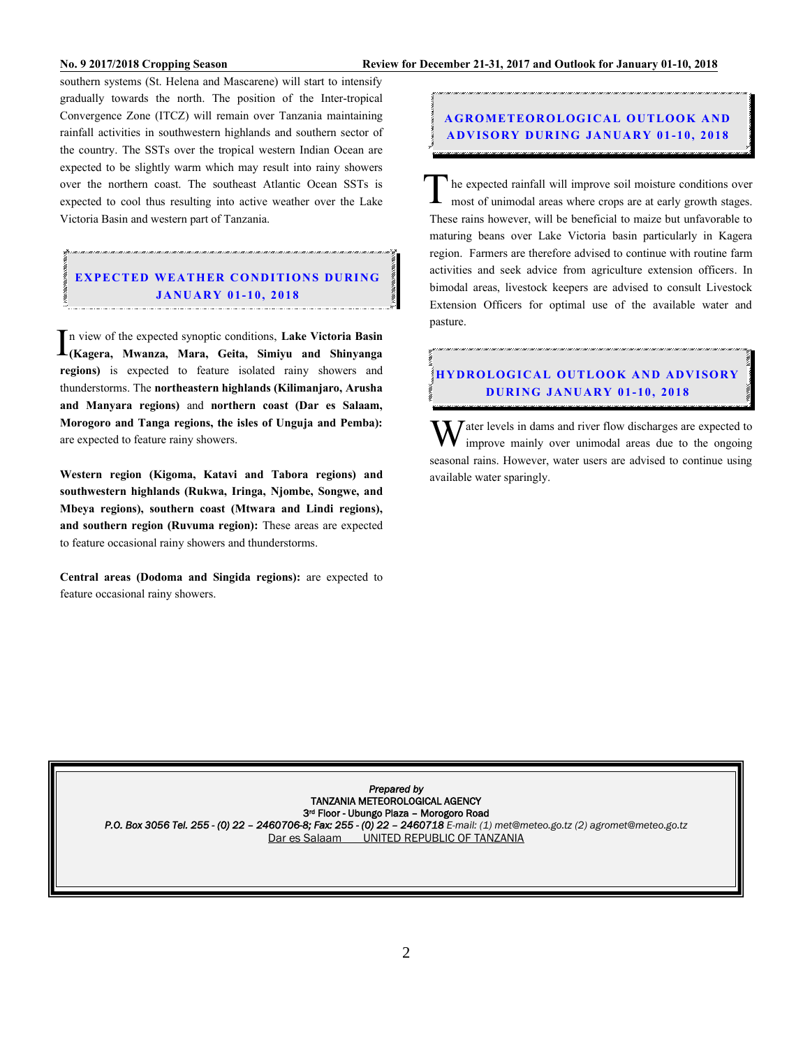southern systems (St. Helena and Mascarene) will start to intensify gradually towards the north. The position of the Inter-tropical Convergence Zone (ITCZ) will remain over Tanzania maintaining rainfall activities in southwestern highlands and southern sector of the country. The SSTs over the tropical western Indian Ocean are expected to be slightly warm which may result into rainy showers over the northern coast. The southeast Atlantic Ocean SSTs is expected to cool thus resulting into active weather over the Lake Victoria Basin and western part of Tanzania.

## EXPECTED WEATHER CONDITIONS DURING JANUARY 01-10, 2018

In view of the expected synoptic conditions, **Lake Victoria Basin (Kagera, Mwanza, Mara, Geita, Simiyu and Shinyanga regions)** is expected to feature isolated rainy showers and thunderstorms. The **northeastern highlands (Kilimanjaro, Arusha and Manyara regions)** and **northern coast (Dar es Salaam, Morogoro and Tanga regions, the isles of Unguja and Pemba):** are expected to feature rainy showers.

**Western region (Kigoma, Katavi and Tabora regions) and southwestern highlands (Rukwa, Iringa, Njombe, Songwe, and Mbeya regions), southern coast (Mtwara and Lindi regions), and southern region (Ruvuma region):** These areas are expected to feature occasional rainy showers and thunderstorms.

**Central areas (Dodoma and Singida regions):** are expected to feature occasional rainy showers.

## AGROMETEOROLOGICAL OUTLOOK AND ADVISORY DURING JANUARY 01-10, 2018

The expected rainfall will improve soil moisture conditions over most of unimodal areas where crops are at early growth stages. These rains however, will be beneficial to maize but unfavorable to maturing beans over Lake Victoria basin particularly in Kagera region. Farmers are therefore advised to continue with routine farm activities and seek advice from agriculture extension officers. In bimodal areas, livestock keepers are advised to consult Livestock Extension Officers for optimal use of the available water and pasture.

## HYDROLOGICAL OUTLOOK AND ADVISORY DURING JANUARY 01-10, 2018

Water levels in dams and river flow discharges are expected to improve mainly over unimodal areas due to the ongoing seasonal rains. However, water users are advised to continue using available water sparingly.

*Prepared by*
TANZANIA METEOROLOGICAL AGENCY
3rd Floor - Ubungo Plaza – Morogoro Road
*P.O. Box 3056 Tel. 255 - (0) 22 – 2460706-8; Fax: 255 - (0) 22 – 2460718 E-mail: (1) met@meteo.go.tz (2) agromet@meteo.go.tz*
Dar es Salaam UNITED REPUBLIC OF TANZANIA